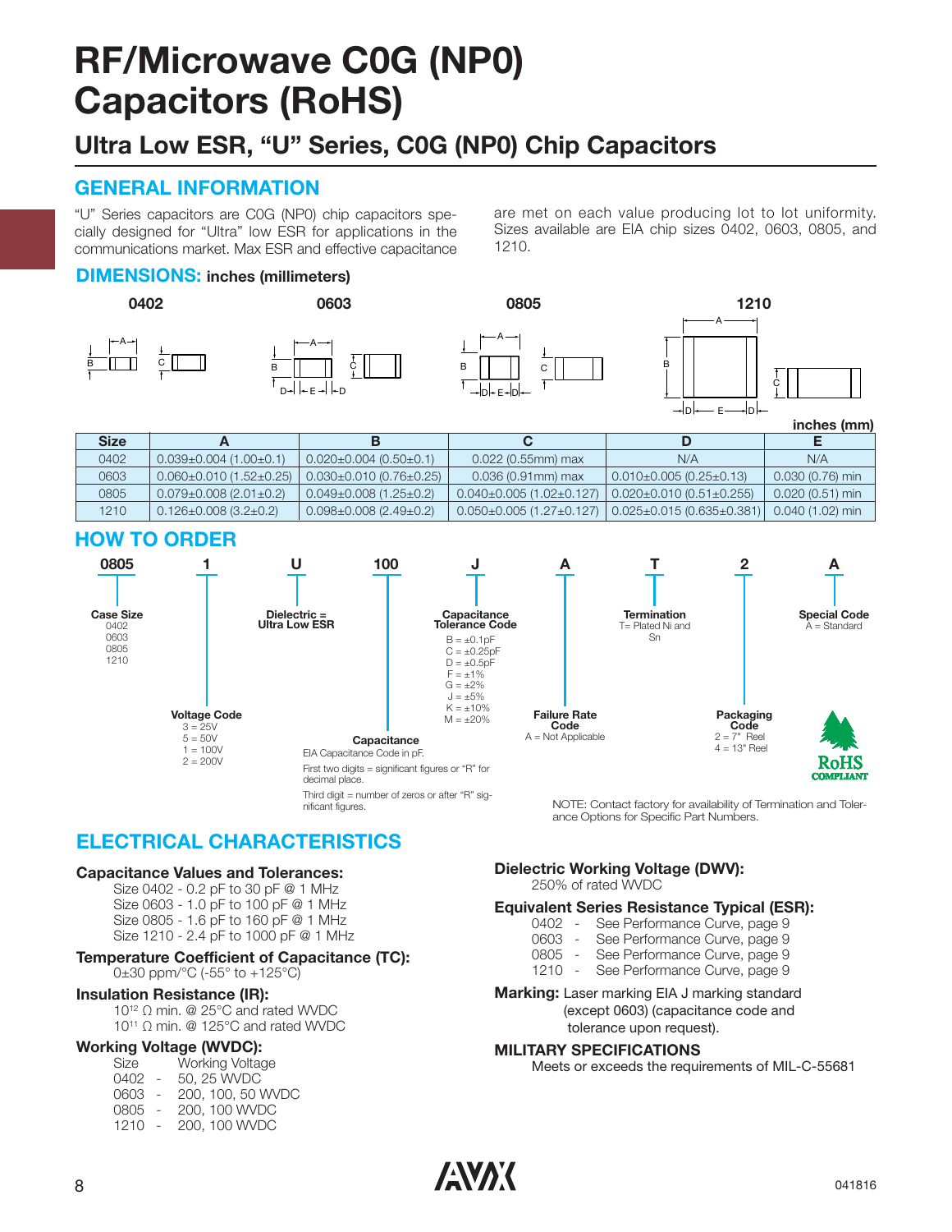# RF/Microwave C0G (NP0) Capacitors (RoHS)

## Ultra Low ESR, "U" Series, C0G (NP0) Chip Capacitors

### GENERAL INFORMATION

"U" Series capacitors are C0G (NP0) chip capacitors specially designed for "Ultra" low ESR for applications in the communications market. Max ESR and effective capacitance are met on each value producing lot to lot uniformity. Sizes available are EIA chip sizes 0402, 0603, 0805, and 1210.

### DIMENSIONS: inches (millimeters)

0402 | 0603 | 0805 | 1210

inches (mm)

| Size | A | B | C | D | E |
|---|---|---|---|---|---|
| 0402 | 0.039±0.004 (1.00±0.1) | 0.020±0.004 (0.50±0.1) | 0.022 (0.55mm) max | N/A | N/A |
| 0603 | 0.060±0.010 (1.52±0.25) | 0.030±0.010 (0.76±0.25) | 0.036 (0.91mm) max | 0.010±0.005 (0.25±0.13) | 0.030 (0.76) min |
| 0805 | 0.079±0.008 (2.01±0.2) | 0.049±0.008 (1.25±0.2) | 0.040±0.005 (1.02±0.127) | 0.020±0.010 (0.51±0.255) | 0.020 (0.51) min |
| 1210 | 0.126±0.008 (3.2±0.2) | 0.098±0.008 (2.49±0.2) | 0.050±0.005 (1.27±0.127) | 0.025±0.015 (0.635±0.381) | 0.040 (1.02) min |

### HOW TO ORDER

**0805 1 U 100 J A T 2 A**

- **0805 – Case Size:** 0402, 0603, 0805, 1210
- **1 – Voltage Code:** 3 = 25V, 5 = 50V, 1 = 100V, 2 = 200V
- **U – Dielectric =** Ultra Low ESR
- **100 – Capacitance:** EIA Capacitance Code in pF. First two digits = significant figures or "R" for decimal place. Third digit = number of zeros or after "R" significant figures.
- **J – Capacitance Tolerance Code:** B = ±0.1pF, C = ±0.25pF, D = ±0.5pF, F = ±1%, G = ±2%, J = ±5%, K = ±10%, M = ±20%
- **A – Failure Rate Code:** A = Not Applicable
- **T – Termination:** T= Plated Ni and Sn
- **2 – Packaging Code:** 2 = 7" Reel, 4 = 13" Reel
- **A – Special Code:** A = Standard

RoHS COMPLIANT

NOTE: Contact factory for availability of Termination and Tolerance Options for Specific Part Numbers.

### ELECTRICAL CHARACTERISTICS

**Capacitance Values and Tolerances:**
Size 0402 - 0.2 pF to 30 pF @ 1 MHz
Size 0603 - 1.0 pF to 100 pF @ 1 MHz
Size 0805 - 1.6 pF to 160 pF @ 1 MHz
Size 1210 - 2.4 pF to 1000 pF @ 1 MHz

**Temperature Coefficient of Capacitance (TC):**
0±30 ppm/°C (-55° to +125°C)

**Insulation Resistance (IR):**
$10^{12}$ Ω min. @ 25°C and rated WVDC
$10^{11}$ Ω min. @ 125°C and rated WVDC

**Working Voltage (WVDC):**

| Size | Working Voltage |
|---|---|
| 0402 - | 50, 25 WVDC |
| 0603 - | 200, 100, 50 WVDC |
| 0805 - | 200, 100 WVDC |
| 1210 - | 200, 100 WVDC |

**Dielectric Working Voltage (DWV):**
250% of rated WVDC

**Equivalent Series Resistance Typical (ESR):**
0402 - See Performance Curve, page 9
0603 - See Performance Curve, page 9
0805 - See Performance Curve, page 9
1210 - See Performance Curve, page 9

**Marking:** Laser marking EIA J marking standard (except 0603) (capacitance code and tolerance upon request).

**MILITARY SPECIFICATIONS**
Meets or exceeds the requirements of MIL-C-55681

041816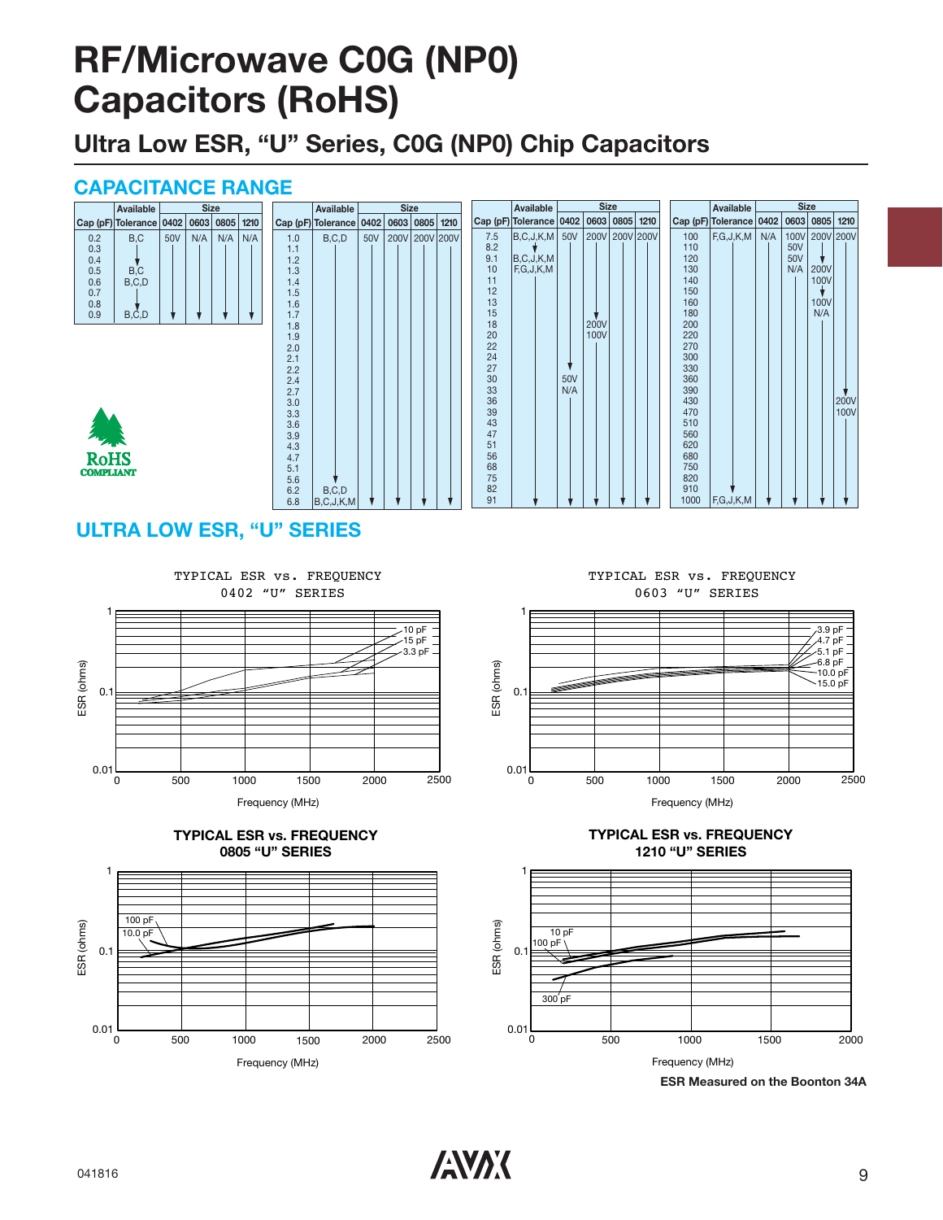# RF/Microwave C0G (NP0) Capacitors (RoHS)

## Ultra Low ESR, "U" Series, C0G (NP0) Chip Capacitors

### CAPACITANCE RANGE

| Cap (pF) | Available Tolerance | 0402 | 0603 | 0805 | 1210 |
|---|---|---|---|---|---|
| 0.2 | B,C | 50V | N/A | N/A | N/A |
| 0.3 | ↓ | ↓ | ↓ | ↓ | ↓ |
| 0.4 | ↓ | ↓ | ↓ | ↓ | ↓ |
| 0.5 | B,C | ↓ | ↓ | ↓ | ↓ |
| 0.6 | B,C,D | ↓ | ↓ | ↓ | ↓ |
| 0.7 | ↓ | ↓ | ↓ | ↓ | ↓ |
| 0.8 | ↓ | ↓ | ↓ | ↓ | ↓ |
| 0.9 | B,C,D | ↓ | ↓ | ↓ | ↓ |
| 1.0 | B,C,D | 50V | 200V | 200V | 200V |
| 1.1 – 5.6 | ↓ | ↓ | ↓ | ↓ | ↓ |
| 6.2 | B,C,D | ↓ | ↓ | ↓ | ↓ |
| 6.8 | B,C,J,K,M | ↓ | ↓ | ↓ | ↓ |
| 7.5 | B,C,J,K,M | 50V | 200V | 200V | 200V |
| 8.2 | ↓ | ↓ | ↓ | ↓ | ↓ |
| 9.1 | B,C,J,K,M | ↓ | ↓ | ↓ | ↓ |
| 10 | F,G,J,K,M | ↓ | ↓ | ↓ | ↓ |
| 11 – 15 | ↓ | ↓ | ↓ | ↓ | ↓ |
| 18 | ↓ | ↓ | 200V | ↓ | ↓ |
| 20 | ↓ | ↓ | 100V | ↓ | ↓ |
| 22 – 27 | ↓ | ↓ | ↓ | ↓ | ↓ |
| 30 | ↓ | 50V | ↓ | ↓ | ↓ |
| 33 | ↓ | N/A | ↓ | ↓ | ↓ |
| 36 – 91 | ↓ | ↓ | ↓ | ↓ | ↓ |
| 100 | F,G,J,K,M | N/A | 100V | 200V | 200V |
| 110 | ↓ | ↓ | 50V | ↓ | ↓ |
| 120 | ↓ | ↓ | 50V | ↓ | ↓ |
| 130 | ↓ | ↓ | N/A | 200V | ↓ |
| 140 | ↓ | ↓ | ↓ | 100V | ↓ |
| 150 | ↓ | ↓ | ↓ | ↓ | ↓ |
| 160 | ↓ | ↓ | ↓ | 100V | ↓ |
| 180 | ↓ | ↓ | ↓ | N/A | ↓ |
| 200 – 390 | ↓ | ↓ | ↓ | ↓ | ↓ |
| 430 | ↓ | ↓ | ↓ | ↓ | 200V |
| 470 | ↓ | ↓ | ↓ | ↓ | 100V |
| 510 – 910 | ↓ | ↓ | ↓ | ↓ | ↓ |
| 1000 | F,G,J,K,M | ↓ | ↓ | ↓ | ↓ |

RoHS COMPLIANT

### ULTRA LOW ESR, "U" SERIES

TYPICAL ESR vs. FREQUENCY 0402 "U" SERIES (ESR (ohms) vs. Frequency (MHz); curves: 10 pF, 15 pF, 3.3 pF)

TYPICAL ESR vs. FREQUENCY 0603 "U" SERIES (ESR (ohms) vs. Frequency (MHz); curves: 3.9 pF, 4.7 pF, 5.1 pF, 6.8 pF, 10.0 pF, 15.0 pF)

TYPICAL ESR vs. FREQUENCY 0805 "U" SERIES (ESR (ohms) vs. Frequency (MHz); curves: 100 pF, 10.0 pF)

TYPICAL ESR vs. FREQUENCY 1210 "U" SERIES (ESR (ohms) vs. Frequency (MHz); curves: 10 pF, 100 pF, 300 pF)

**ESR Measured on the Boonton 34A**

041816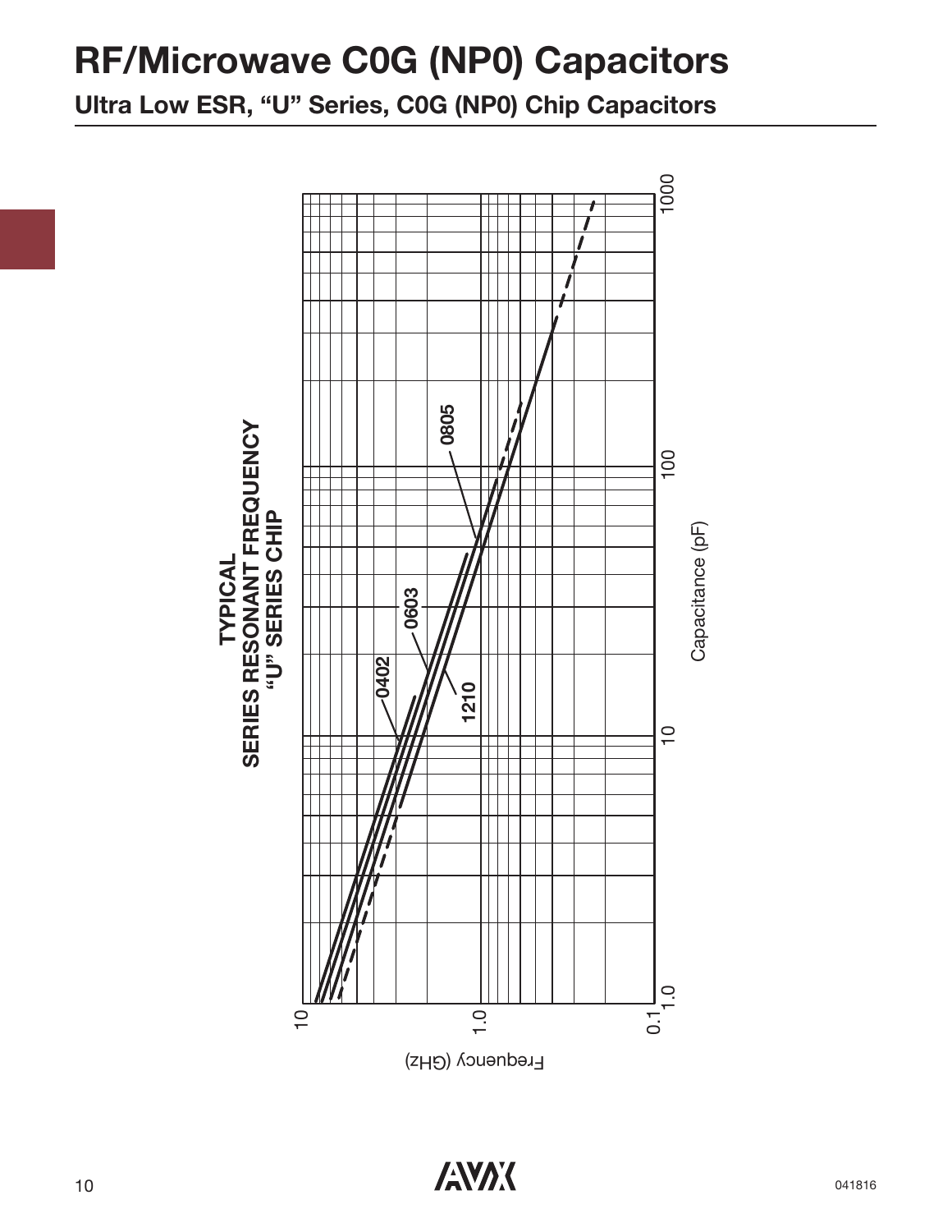# RF/Microwave C0G (NP0) Capacitors

## Ultra Low ESR, “U” Series, C0G (NP0) Chip Capacitors

TYPICAL
SERIES RESONANT FREQUENCY
“U” SERIES CHIP

Frequency (GHz)

10

1.0

0.1

Capacitance (pF)

1.0

10

100

1000

0402

0603

0805

1210